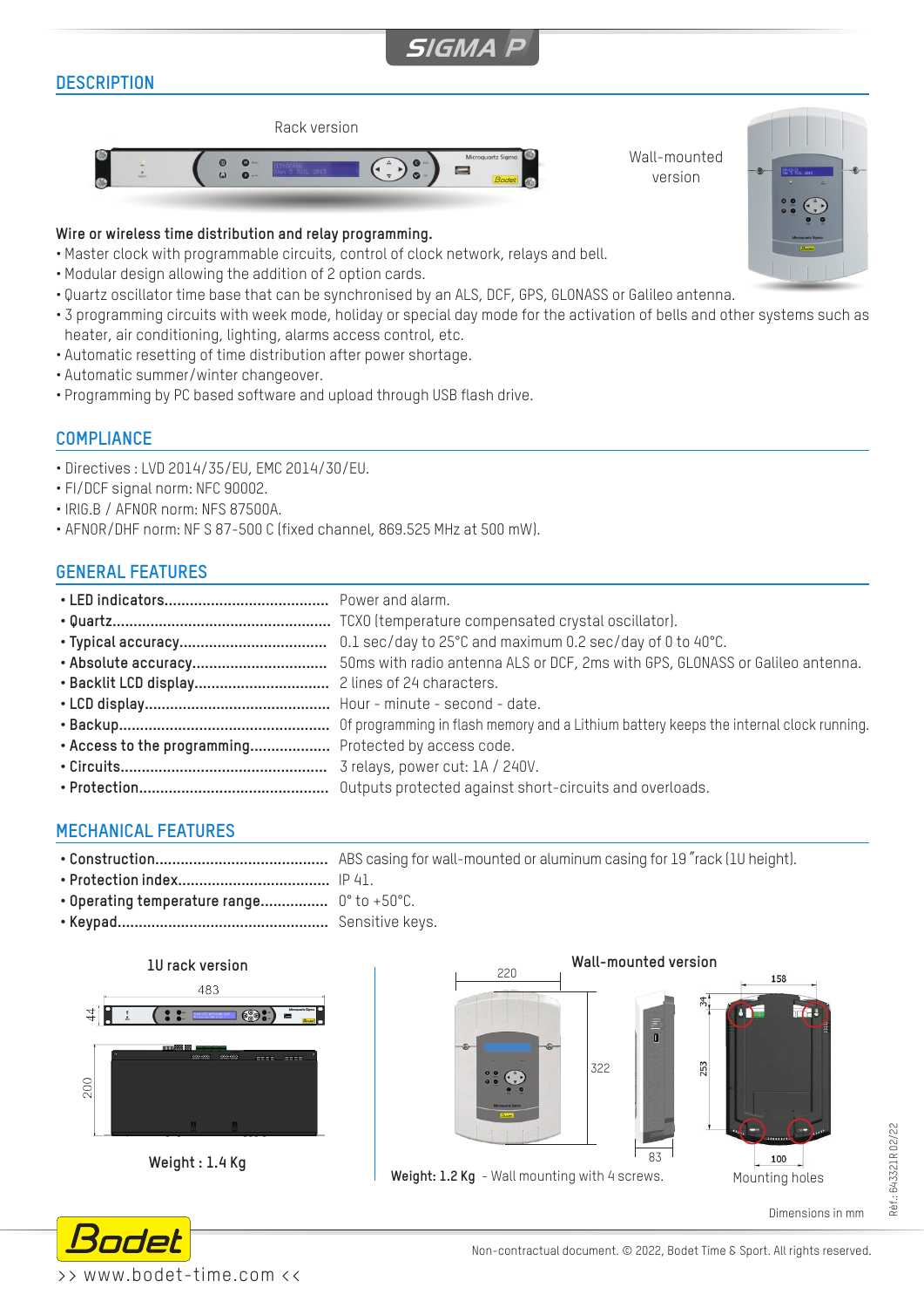# SIGMA P

## DESCRIPTION

Rack version

Wall-mounted version

**Wire or wireless time distribution and relay programming.**

- Master clock with programmable circuits, control of clock network, relays and bell.
- Modular design allowing the addition of 2 option cards.
- Quartz oscillator time base that can be synchronised by an ALS, DCF, GPS, GLONASS or Galileo antenna.
- 3 programming circuits with week mode, holiday or special day mode for the activation of bells and other systems such as heater, air conditioning, lighting, alarms access control, etc.
- Automatic resetting of time distribution after power shortage.
- Automatic summer/winter changeover.
- Programming by PC based software and upload through USB flash drive.

## COMPLIANCE

- Directives : LVD 2014/35/EU, EMC 2014/30/EU.
- FI/DCF signal norm: NFC 90002.
- IRIG.B / AFNOR norm: NFS 87500A.
- AFNOR/DHF norm: NF S 87-500 C (fixed channel, 869.525 MHz at 500 mW).

## GENERAL FEATURES

- **LED indicators**...................................... Power and alarm.
- **Quartz**.................................................... TCXO (temperature compensated crystal oscillator).
- **Typical accuracy**.................................. 0.1 sec/day to 25°C and maximum 0.2 sec/day of 0 to 40°C.
- **Absolute accuracy**............................... 50ms with radio antenna ALS or DCF, 2ms with GPS, GLONASS or Galileo antenna.
- **Backlit LCD display**.............................. 2 lines of 24 characters.
- **LCD display**.......................................... Hour - minute - second - date.
- **Backup**................................................. Of programming in flash memory and a Lithium battery keeps the internal clock running.
- **Access to the programming**................... Protected by access code.
- **Circuits**................................................. 3 relays, power cut: 1A / 240V.
- **Protection**............................................ Outputs protected against short-circuits and overloads.

## MECHANICAL FEATURES

- **Construction**......................................... ABS casing for wall-mounted or aluminum casing for 19 "rack (1U height).
- **Protection index**.................................... IP 41.
- **Operating temperature range**................ 0° to +50°C.
- **Keypad**................................................. Sensitive keys.

**1U rack version**

483

44

200

**Weight : 1.4 Kg**

**Wall-mounted version**

220

322

83

34

253

158

100

**Weight: 1.2 Kg** - Wall mounting with 4 screws.

Mounting holes

Dimensions in mm

Réf.: 643321R 02/22

Non-contractual document. © 2022, Bodet Time & Sport. All rights reserved.

>> www.bodet-time.com <<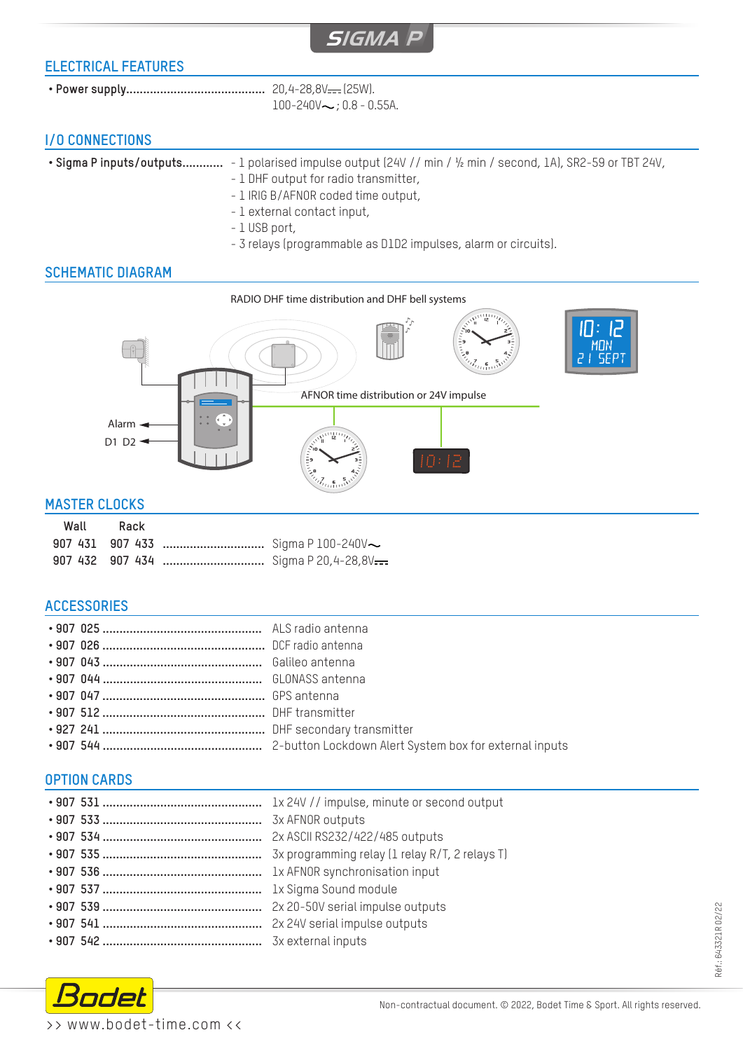# SIGMA P

## ELECTRICAL FEATURES

- **Power supply**........................................ 20,4-28,8V⎓ (25W).
  100-240V~ ; 0.8 - 0.55A.

## I/O CONNECTIONS

- **Sigma P inputs/outputs**............
  - 1 polarised impulse output (24V // min / ½ min / second, 1A), SR2-59 or TBT 24V,
  - 1 DHF output for radio transmitter,
  - 1 IRIG B/AFNOR coded time output,
  - 1 external contact input,
  - 1 USB port,
  - 3 relays (programmable as D1D2 impulses, alarm or circuits).

## SCHEMATIC DIAGRAM

RADIO DHF time distribution and DHF bell systems

AFNOR time distribution or 24V impulse

Alarm

D1 D2

10:12

MON

21 SEPT

10:12

## MASTER CLOCKS

| Wall | Rack | | |
|---|---|---|---|
| 907 431 | 907 433 | ............................. | Sigma P 100-240V~ |
| 907 432 | 907 434 | ............................. | Sigma P 20,4-28,8V⎓ |

## ACCESSORIES

- **907 025** .............................................. ALS radio antenna
- **907 026** .............................................. DCF radio antenna
- **907 043** .............................................. Galileo antenna
- **907 044** .............................................. GLONASS antenna
- **907 047** .............................................. GPS antenna
- **907 512** .............................................. DHF transmitter
- **927 241** .............................................. DHF secondary transmitter
- **907 544** .............................................. 2-button Lockdown Alert System box for external inputs

## OPTION CARDS

- **907 531** .............................................. 1x 24V // impulse, minute or second output
- **907 533** .............................................. 3x AFNOR outputs
- **907 534** .............................................. 2x ASCII RS232/422/485 outputs
- **907 535** .............................................. 3x programming relay (1 relay R/T, 2 relays T)
- **907 536** .............................................. 1x AFNOR synchronisation input
- **907 537** .............................................. 1x Sigma Sound module
- **907 539** .............................................. 2x 20-50V serial impulse outputs
- **907 541** .............................................. 2x 24V serial impulse outputs
- **907 542** .............................................. 3x external inputs

Réf.: 643321R 02/22

Bodet

>> www.bodet-time.com <<

Non-contractual document. © 2022, Bodet Time & Sport. All rights reserved.